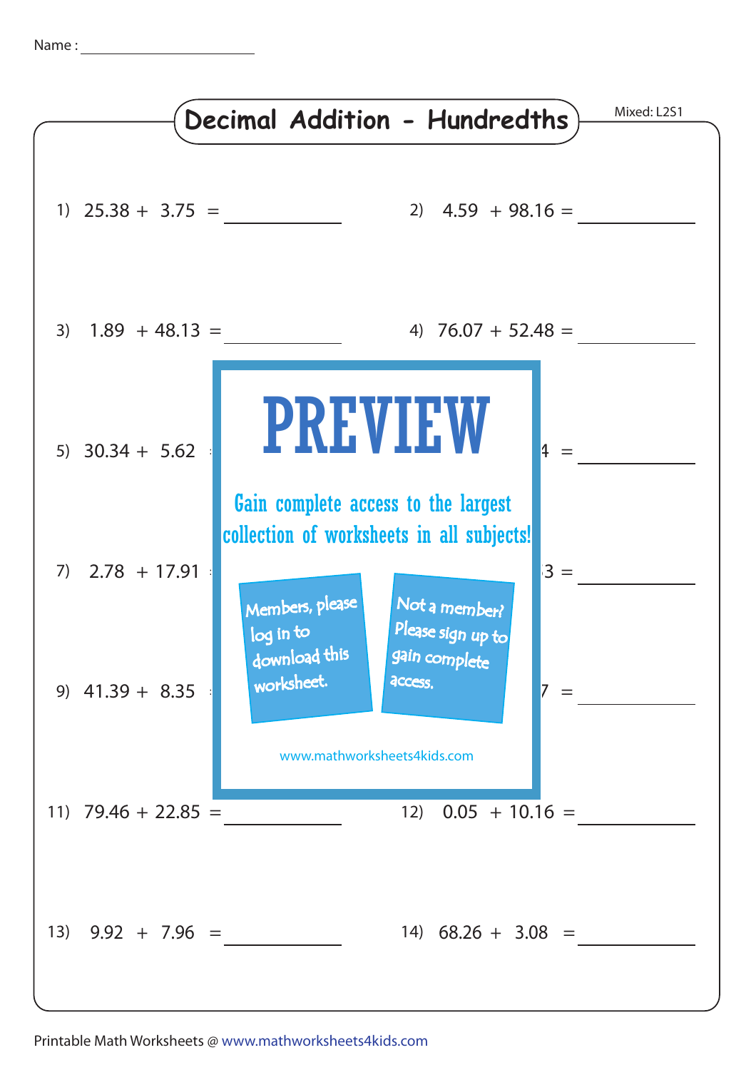Name : \_\_\_\_\_\_\_\_\_\_\_\_\_\_\_\_\_\_\_\_

# Decimal Addition - Hundredths

Mixed: L2S1

1) 25.38 + 3.75 = \_\_\_\_\_\_\_\_\_\_

2) 4.59 + 98.16 = \_\_\_\_\_\_\_\_\_\_

3) 1.89 + 48.13 = \_\_\_\_\_\_\_\_\_\_

4) 76.07 + 52.48 = \_\_\_\_\_\_\_\_\_\_

5) 30.34 + 5.62

4 = \_\_\_\_\_\_\_\_\_\_

PREVIEW

Gain complete access to the largest collection of worksheets in all subjects!

Members, please log in to download this worksheet.

Not a member? Please sign up to gain complete access.

www.mathworksheets4kids.com

7) 2.78 + 17.91

3 = \_\_\_\_\_\_\_\_\_\_

9) 41.39 + 8.35

7 = \_\_\_\_\_\_\_\_\_\_

11) 79.46 + 22.85 = \_\_\_\_\_\_\_\_\_\_

12) 0.05 + 10.16 = \_\_\_\_\_\_\_\_\_\_

13) 9.92 + 7.96 = \_\_\_\_\_\_\_\_\_\_

14) 68.26 + 3.08 = \_\_\_\_\_\_\_\_\_\_

Printable Math Worksheets @ www.mathworksheets4kids.com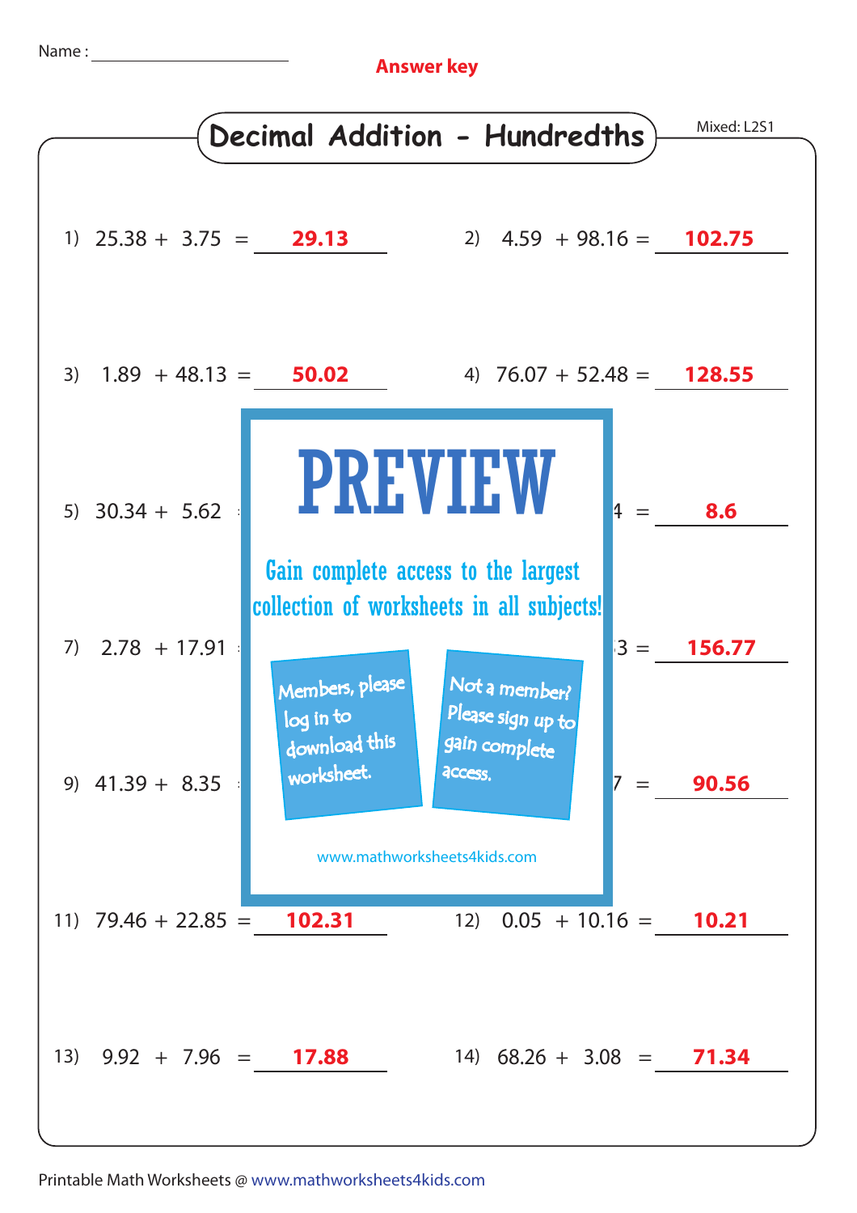Name : ____________________

**Answer key**

# Decimal Addition - Hundredths

Mixed: L2S1

1) $25.38 + 3.75 =$ **29.13**

2) $4.59 + 98.16 =$ **102.75**

3) $1.89 + 48.13 =$ **50.02**

4) $76.07 + 52.48 =$ **128.55**

5) $30.34 + 5.62$ =

6) 4 = **8.6**

PREVIEW

Gain complete access to the largest collection of worksheets in all subjects!

Members, please log in to download this worksheet.

Not a member? Please sign up to gain complete access.

www.mathworksheets4kids.com

7) $2.78 + 17.91$ =

8) 3 = **156.77**

9) $41.39 + 8.35$ =

10) 7 = **90.56**

11) $79.46 + 22.85 =$ **102.31**

12) $0.05 + 10.16 =$ **10.21**

13) $9.92 + 7.96 =$ **17.88**

14) $68.26 + 3.08 =$ **71.34**

Printable Math Worksheets @ www.mathworksheets4kids.com